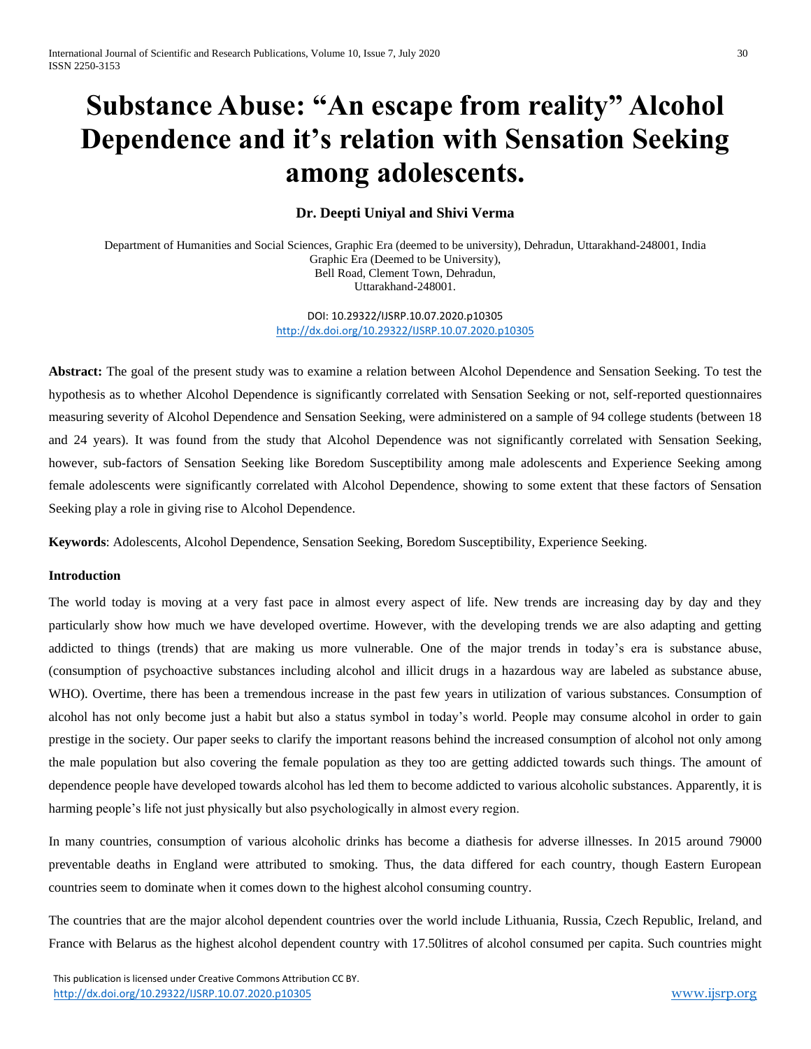# Substance Abuse: "An escape from reality" Alcohol Dependence and it's relation with Sensation Seeking among adolescents.

**Dr. Deepti Uniyal and Shivi Verma**

Department of Humanities and Social Sciences, Graphic Era (deemed to be university), Dehradun, Uttarakhand-248001, India
Graphic Era (Deemed to be University),
Bell Road, Clement Town, Dehradun,
Uttarakhand-248001.

DOI: 10.29322/IJSRP.10.07.2020.p10305
http://dx.doi.org/10.29322/IJSRP.10.07.2020.p10305

**Abstract:** The goal of the present study was to examine a relation between Alcohol Dependence and Sensation Seeking. To test the hypothesis as to whether Alcohol Dependence is significantly correlated with Sensation Seeking or not, self-reported questionnaires measuring severity of Alcohol Dependence and Sensation Seeking, were administered on a sample of 94 college students (between 18 and 24 years). It was found from the study that Alcohol Dependence was not significantly correlated with Sensation Seeking, however, sub-factors of Sensation Seeking like Boredom Susceptibility among male adolescents and Experience Seeking among female adolescents were significantly correlated with Alcohol Dependence, showing to some extent that these factors of Sensation Seeking play a role in giving rise to Alcohol Dependence.

**Keywords**: Adolescents, Alcohol Dependence, Sensation Seeking, Boredom Susceptibility, Experience Seeking.

## Introduction

The world today is moving at a very fast pace in almost every aspect of life. New trends are increasing day by day and they particularly show how much we have developed overtime. However, with the developing trends we are also adapting and getting addicted to things (trends) that are making us more vulnerable. One of the major trends in today's era is substance abuse, (consumption of psychoactive substances including alcohol and illicit drugs in a hazardous way are labeled as substance abuse, WHO). Overtime, there has been a tremendous increase in the past few years in utilization of various substances. Consumption of alcohol has not only become just a habit but also a status symbol in today's world. People may consume alcohol in order to gain prestige in the society. Our paper seeks to clarify the important reasons behind the increased consumption of alcohol not only among the male population but also covering the female population as they too are getting addicted towards such things. The amount of dependence people have developed towards alcohol has led them to become addicted to various alcoholic substances. Apparently, it is harming people's life not just physically but also psychologically in almost every region.

In many countries, consumption of various alcoholic drinks has become a diathesis for adverse illnesses. In 2015 around 79000 preventable deaths in England were attributed to smoking. Thus, the data differed for each country, though Eastern European countries seem to dominate when it comes down to the highest alcohol consuming country.

The countries that are the major alcohol dependent countries over the world include Lithuania, Russia, Czech Republic, Ireland, and France with Belarus as the highest alcohol dependent country with 17.50litres of alcohol consumed per capita. Such countries might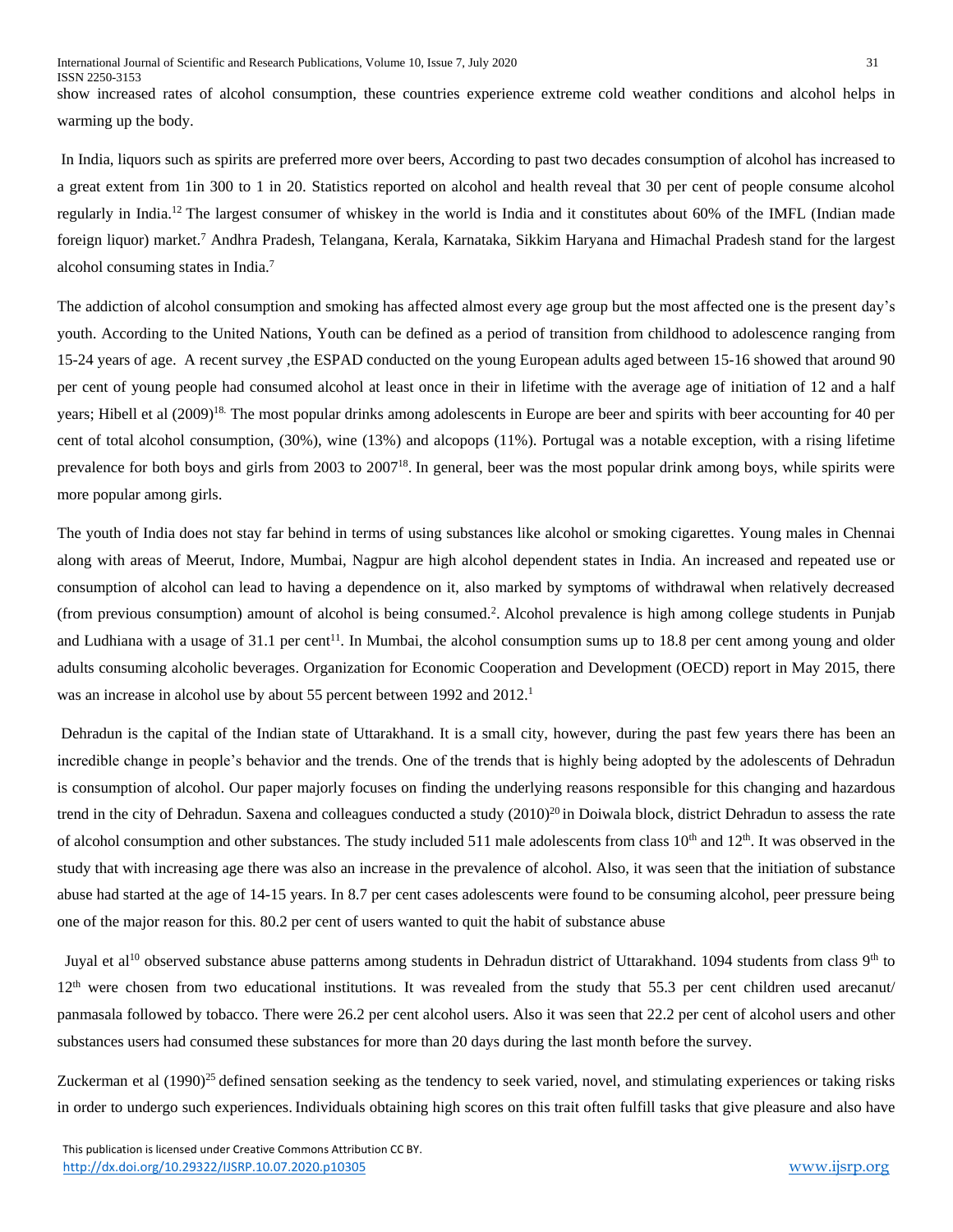show increased rates of alcohol consumption, these countries experience extreme cold weather conditions and alcohol helps in warming up the body.

In India, liquors such as spirits are preferred more over beers, According to past two decades consumption of alcohol has increased to a great extent from 1in 300 to 1 in 20. Statistics reported on alcohol and health reveal that 30 per cent of people consume alcohol regularly in India.[12] The largest consumer of whiskey in the world is India and it constitutes about 60% of the IMFL (Indian made foreign liquor) market.[7] Andhra Pradesh, Telangana, Kerala, Karnataka, Sikkim Haryana and Himachal Pradesh stand for the largest alcohol consuming states in India.[7]

The addiction of alcohol consumption and smoking has affected almost every age group but the most affected one is the present day's youth. According to the United Nations, Youth can be defined as a period of transition from childhood to adolescence ranging from 15-24 years of age. A recent survey ,the ESPAD conducted on the young European adults aged between 15-16 showed that around 90 per cent of young people had consumed alcohol at least once in their in lifetime with the average age of initiation of 12 and a half years; Hibell et al (2009)[18.] The most popular drinks among adolescents in Europe are beer and spirits with beer accounting for 40 per cent of total alcohol consumption, (30%), wine (13%) and alcopops (11%). Portugal was a notable exception, with a rising lifetime prevalence for both boys and girls from 2003 to 2007[18]. In general, beer was the most popular drink among boys, while spirits were more popular among girls.

The youth of India does not stay far behind in terms of using substances like alcohol or smoking cigarettes. Young males in Chennai along with areas of Meerut, Indore, Mumbai, Nagpur are high alcohol dependent states in India. An increased and repeated use or consumption of alcohol can lead to having a dependence on it, also marked by symptoms of withdrawal when relatively decreased (from previous consumption) amount of alcohol is being consumed.[2]. Alcohol prevalence is high among college students in Punjab and Ludhiana with a usage of 31.1 per cent[11]. In Mumbai, the alcohol consumption sums up to 18.8 per cent among young and older adults consuming alcoholic beverages. Organization for Economic Cooperation and Development (OECD) report in May 2015, there was an increase in alcohol use by about 55 percent between 1992 and 2012.[1]

Dehradun is the capital of the Indian state of Uttarakhand. It is a small city, however, during the past few years there has been an incredible change in people's behavior and the trends. One of the trends that is highly being adopted by the adolescents of Dehradun is consumption of alcohol. Our paper majorly focuses on finding the underlying reasons responsible for this changing and hazardous trend in the city of Dehradun. Saxena and colleagues conducted a study (2010)[20] in Doiwala block, district Dehradun to assess the rate of alcohol consumption and other substances. The study included 511 male adolescents from class 10th and 12th. It was observed in the study that with increasing age there was also an increase in the prevalence of alcohol. Also, it was seen that the initiation of substance abuse had started at the age of 14-15 years. In 8.7 per cent cases adolescents were found to be consuming alcohol, peer pressure being one of the major reason for this. 80.2 per cent of users wanted to quit the habit of substance abuse

Juyal et al[10] observed substance abuse patterns among students in Dehradun district of Uttarakhand. 1094 students from class 9th to 12th were chosen from two educational institutions. It was revealed from the study that 55.3 per cent children used arecanut/ panmasala followed by tobacco. There were 26.2 per cent alcohol users. Also it was seen that 22.2 per cent of alcohol users and other substances users had consumed these substances for more than 20 days during the last month before the survey.

Zuckerman et al (1990)[25] defined sensation seeking as the tendency to seek varied, novel, and stimulating experiences or taking risks in order to undergo such experiences. Individuals obtaining high scores on this trait often fulfill tasks that give pleasure and also have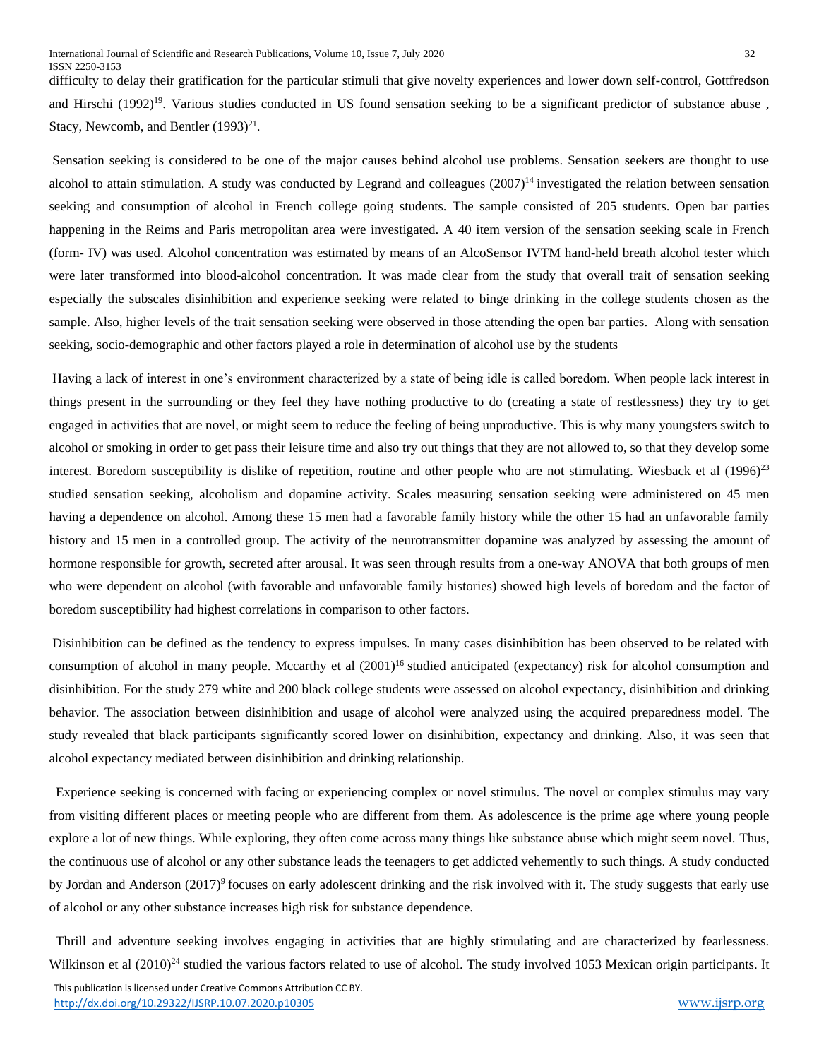difficulty to delay their gratification for the particular stimuli that give novelty experiences and lower down self-control, Gottfredson and Hirschi (1992)[19]. Various studies conducted in US found sensation seeking to be a significant predictor of substance abuse , Stacy, Newcomb, and Bentler (1993)[21].

Sensation seeking is considered to be one of the major causes behind alcohol use problems. Sensation seekers are thought to use alcohol to attain stimulation. A study was conducted by Legrand and colleagues (2007)[14] investigated the relation between sensation seeking and consumption of alcohol in French college going students. The sample consisted of 205 students. Open bar parties happening in the Reims and Paris metropolitan area were investigated. A 40 item version of the sensation seeking scale in French (form- IV) was used. Alcohol concentration was estimated by means of an AlcoSensor IVTM hand-held breath alcohol tester which were later transformed into blood-alcohol concentration. It was made clear from the study that overall trait of sensation seeking especially the subscales disinhibition and experience seeking were related to binge drinking in the college students chosen as the sample. Also, higher levels of the trait sensation seeking were observed in those attending the open bar parties. Along with sensation seeking, socio-demographic and other factors played a role in determination of alcohol use by the students

Having a lack of interest in one's environment characterized by a state of being idle is called boredom. When people lack interest in things present in the surrounding or they feel they have nothing productive to do (creating a state of restlessness) they try to get engaged in activities that are novel, or might seem to reduce the feeling of being unproductive. This is why many youngsters switch to alcohol or smoking in order to get pass their leisure time and also try out things that they are not allowed to, so that they develop some interest. Boredom susceptibility is dislike of repetition, routine and other people who are not stimulating. Wiesback et al (1996)[23] studied sensation seeking, alcoholism and dopamine activity. Scales measuring sensation seeking were administered on 45 men having a dependence on alcohol. Among these 15 men had a favorable family history while the other 15 had an unfavorable family history and 15 men in a controlled group. The activity of the neurotransmitter dopamine was analyzed by assessing the amount of hormone responsible for growth, secreted after arousal. It was seen through results from a one-way ANOVA that both groups of men who were dependent on alcohol (with favorable and unfavorable family histories) showed high levels of boredom and the factor of boredom susceptibility had highest correlations in comparison to other factors.

Disinhibition can be defined as the tendency to express impulses. In many cases disinhibition has been observed to be related with consumption of alcohol in many people. Mccarthy et al (2001)[16] studied anticipated (expectancy) risk for alcohol consumption and disinhibition. For the study 279 white and 200 black college students were assessed on alcohol expectancy, disinhibition and drinking behavior. The association between disinhibition and usage of alcohol were analyzed using the acquired preparedness model. The study revealed that black participants significantly scored lower on disinhibition, expectancy and drinking. Also, it was seen that alcohol expectancy mediated between disinhibition and drinking relationship.

Experience seeking is concerned with facing or experiencing complex or novel stimulus. The novel or complex stimulus may vary from visiting different places or meeting people who are different from them. As adolescence is the prime age where young people explore a lot of new things. While exploring, they often come across many things like substance abuse which might seem novel. Thus, the continuous use of alcohol or any other substance leads the teenagers to get addicted vehemently to such things. A study conducted by Jordan and Anderson (2017)[9] focuses on early adolescent drinking and the risk involved with it. The study suggests that early use of alcohol or any other substance increases high risk for substance dependence.

Thrill and adventure seeking involves engaging in activities that are highly stimulating and are characterized by fearlessness. Wilkinson et al (2010)[24] studied the various factors related to use of alcohol. The study involved 1053 Mexican origin participants. It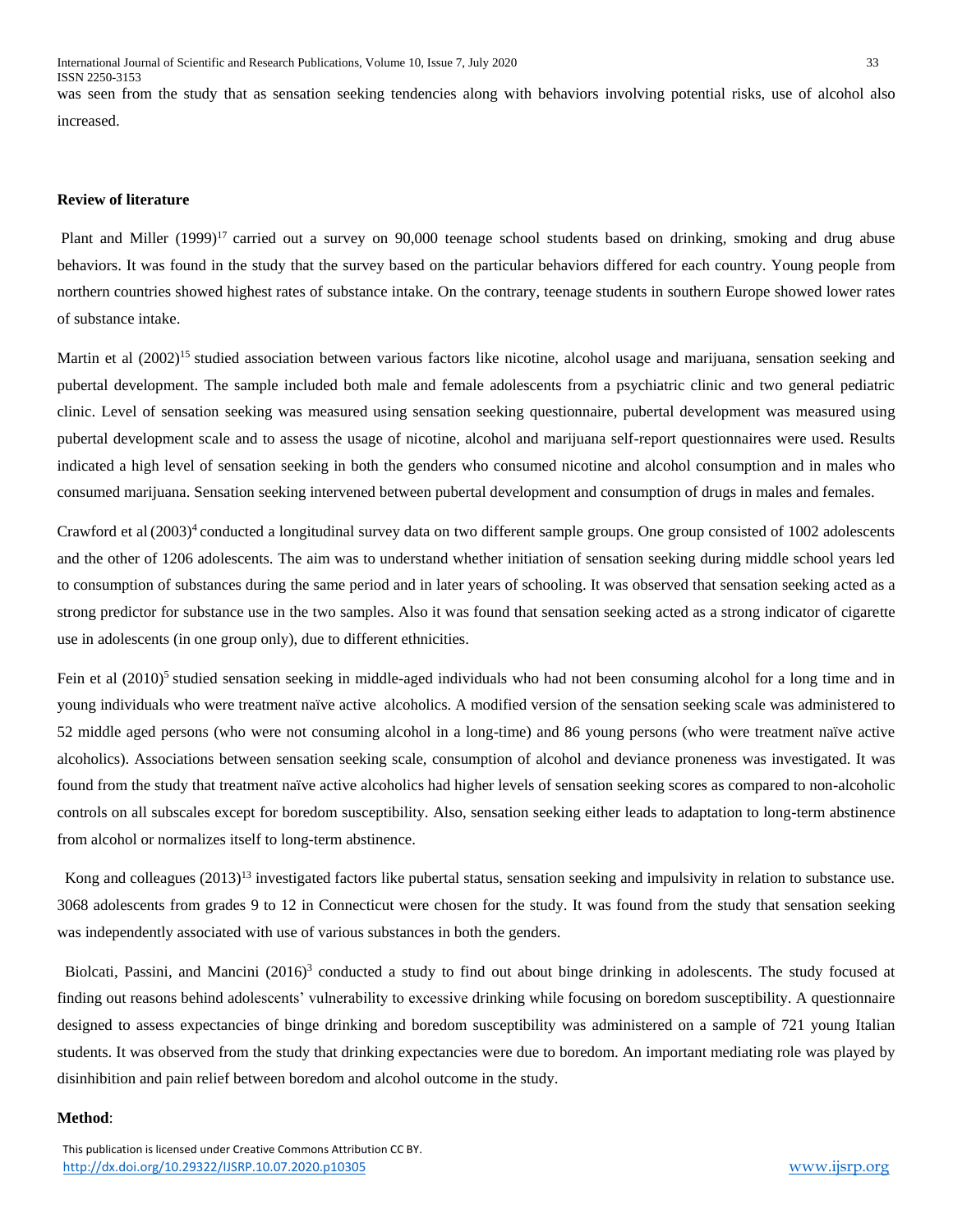was seen from the study that as sensation seeking tendencies along with behaviors involving potential risks, use of alcohol also increased.

## Review of literature

Plant and Miller (1999)[17] carried out a survey on 90,000 teenage school students based on drinking, smoking and drug abuse behaviors. It was found in the study that the survey based on the particular behaviors differed for each country. Young people from northern countries showed highest rates of substance intake. On the contrary, teenage students in southern Europe showed lower rates of substance intake.

Martin et al (2002)[15] studied association between various factors like nicotine, alcohol usage and marijuana, sensation seeking and pubertal development. The sample included both male and female adolescents from a psychiatric clinic and two general pediatric clinic. Level of sensation seeking was measured using sensation seeking questionnaire, pubertal development was measured using pubertal development scale and to assess the usage of nicotine, alcohol and marijuana self-report questionnaires were used. Results indicated a high level of sensation seeking in both the genders who consumed nicotine and alcohol consumption and in males who consumed marijuana. Sensation seeking intervened between pubertal development and consumption of drugs in males and females.

Crawford et al (2003)[4] conducted a longitudinal survey data on two different sample groups. One group consisted of 1002 adolescents and the other of 1206 adolescents. The aim was to understand whether initiation of sensation seeking during middle school years led to consumption of substances during the same period and in later years of schooling. It was observed that sensation seeking acted as a strong predictor for substance use in the two samples. Also it was found that sensation seeking acted as a strong indicator of cigarette use in adolescents (in one group only), due to different ethnicities.

Fein et al (2010)[5] studied sensation seeking in middle-aged individuals who had not been consuming alcohol for a long time and in young individuals who were treatment naïve active alcoholics. A modified version of the sensation seeking scale was administered to 52 middle aged persons (who were not consuming alcohol in a long-time) and 86 young persons (who were treatment naïve active alcoholics). Associations between sensation seeking scale, consumption of alcohol and deviance proneness was investigated. It was found from the study that treatment naïve active alcoholics had higher levels of sensation seeking scores as compared to non-alcoholic controls on all subscales except for boredom susceptibility. Also, sensation seeking either leads to adaptation to long-term abstinence from alcohol or normalizes itself to long-term abstinence.

Kong and colleagues (2013)[13] investigated factors like pubertal status, sensation seeking and impulsivity in relation to substance use. 3068 adolescents from grades 9 to 12 in Connecticut were chosen for the study. It was found from the study that sensation seeking was independently associated with use of various substances in both the genders.

Biolcati, Passini, and Mancini (2016)[3] conducted a study to find out about binge drinking in adolescents. The study focused at finding out reasons behind adolescents' vulnerability to excessive drinking while focusing on boredom susceptibility. A questionnaire designed to assess expectancies of binge drinking and boredom susceptibility was administered on a sample of 721 young Italian students. It was observed from the study that drinking expectancies were due to boredom. An important mediating role was played by disinhibition and pain relief between boredom and alcohol outcome in the study.

**Method**: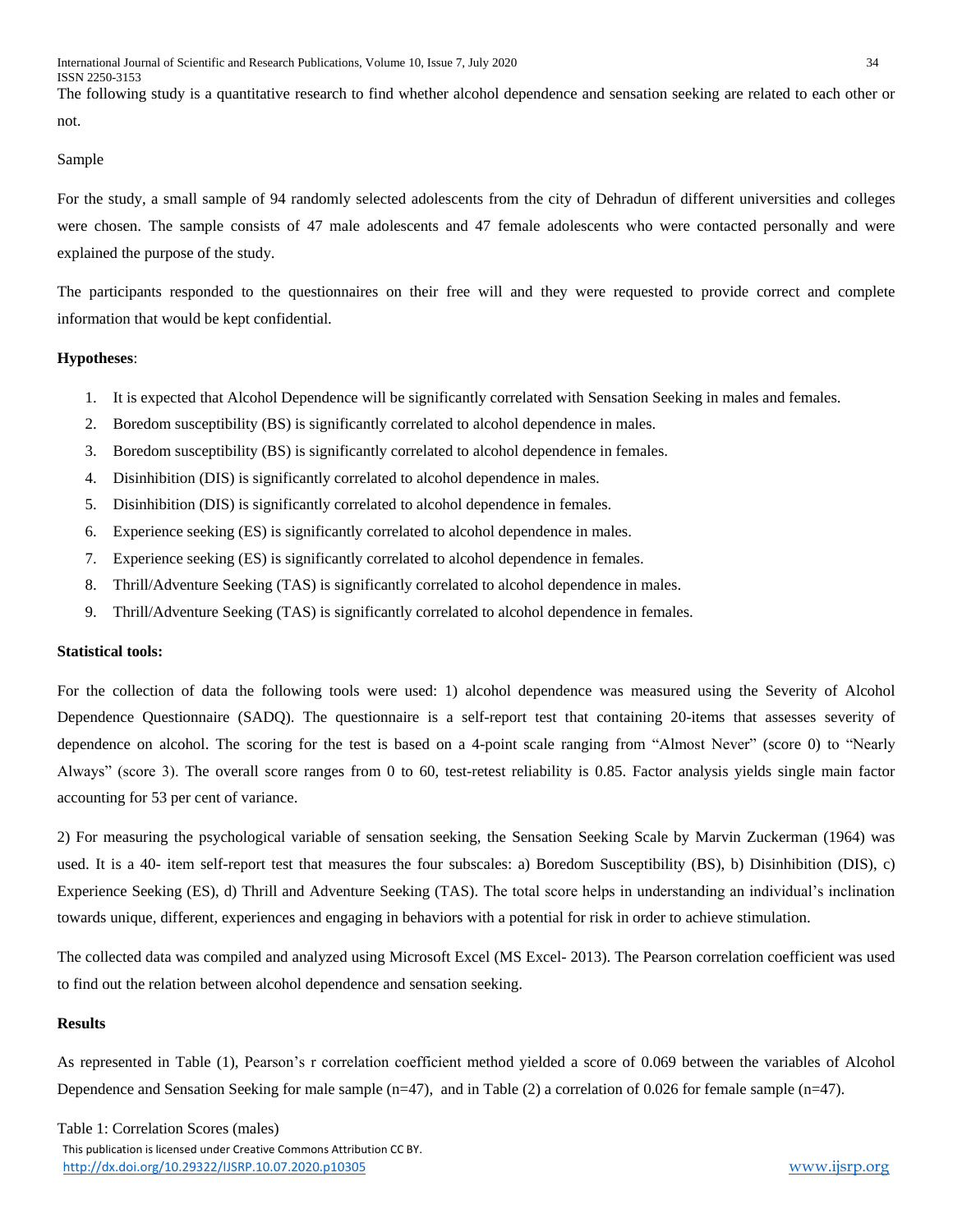The following study is a quantitative research to find whether alcohol dependence and sensation seeking are related to each other or not.

Sample

For the study, a small sample of 94 randomly selected adolescents from the city of Dehradun of different universities and colleges were chosen. The sample consists of 47 male adolescents and 47 female adolescents who were contacted personally and were explained the purpose of the study.

The participants responded to the questionnaires on their free will and they were requested to provide correct and complete information that would be kept confidential.

**Hypotheses**:

1. It is expected that Alcohol Dependence will be significantly correlated with Sensation Seeking in males and females.
2. Boredom susceptibility (BS) is significantly correlated to alcohol dependence in males.
3. Boredom susceptibility (BS) is significantly correlated to alcohol dependence in females.
4. Disinhibition (DIS) is significantly correlated to alcohol dependence in males.
5. Disinhibition (DIS) is significantly correlated to alcohol dependence in females.
6. Experience seeking (ES) is significantly correlated to alcohol dependence in males.
7. Experience seeking (ES) is significantly correlated to alcohol dependence in females.
8. Thrill/Adventure Seeking (TAS) is significantly correlated to alcohol dependence in males.
9. Thrill/Adventure Seeking (TAS) is significantly correlated to alcohol dependence in females.

**Statistical tools:**

For the collection of data the following tools were used: 1) alcohol dependence was measured using the Severity of Alcohol Dependence Questionnaire (SADQ). The questionnaire is a self-report test that containing 20-items that assesses severity of dependence on alcohol. The scoring for the test is based on a 4-point scale ranging from "Almost Never" (score 0) to "Nearly Always" (score 3). The overall score ranges from 0 to 60, test-retest reliability is 0.85. Factor analysis yields single main factor accounting for 53 per cent of variance.

2) For measuring the psychological variable of sensation seeking, the Sensation Seeking Scale by Marvin Zuckerman (1964) was used. It is a 40- item self-report test that measures the four subscales: a) Boredom Susceptibility (BS), b) Disinhibition (DIS), c) Experience Seeking (ES), d) Thrill and Adventure Seeking (TAS). The total score helps in understanding an individual's inclination towards unique, different, experiences and engaging in behaviors with a potential for risk in order to achieve stimulation.

The collected data was compiled and analyzed using Microsoft Excel (MS Excel- 2013). The Pearson correlation coefficient was used to find out the relation between alcohol dependence and sensation seeking.

**Results**

As represented in Table (1), Pearson's r correlation coefficient method yielded a score of 0.069 between the variables of Alcohol Dependence and Sensation Seeking for male sample (n=47), and in Table (2) a correlation of 0.026 for female sample (n=47).

Table 1: Correlation Scores (males)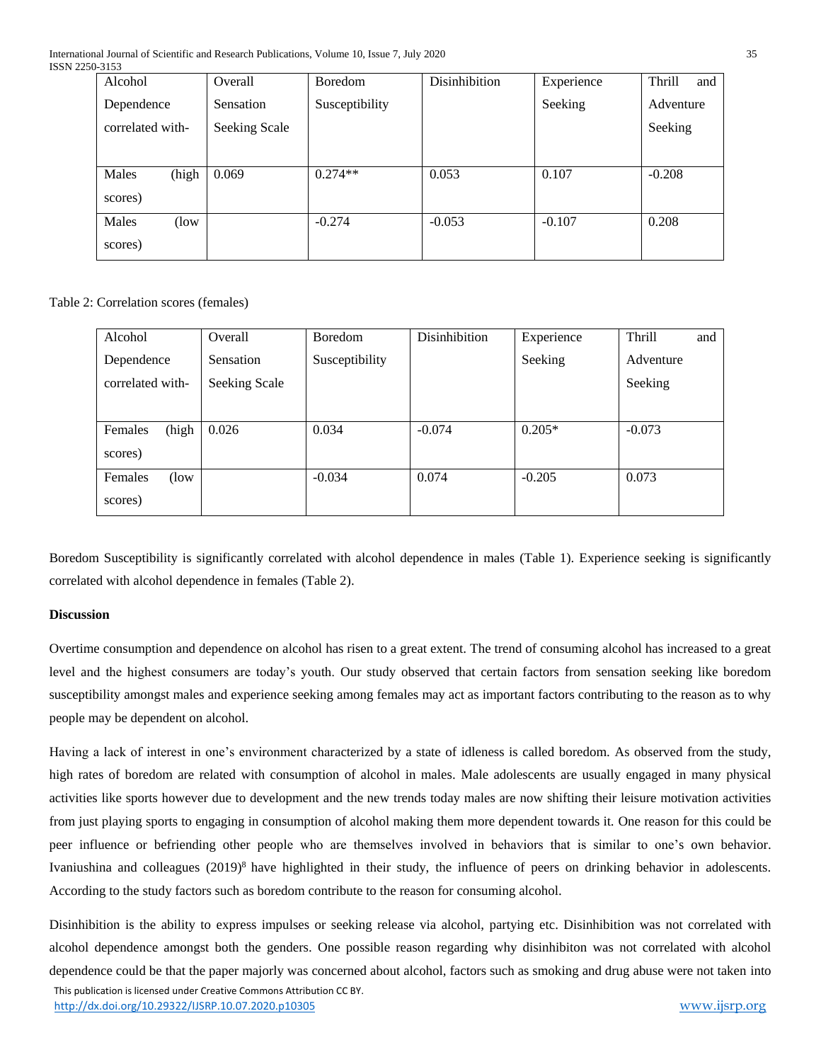| Alcohol Dependence correlated with- | Overall Sensation Seeking Scale | Boredom Susceptibility | Disinhibition | Experience Seeking | Thrill and Adventure Seeking |
|---|---|---|---|---|---|
| Males (high scores) | 0.069 | 0.274** | 0.053 | 0.107 | -0.208 |
| Males (low scores) | | -0.274 | -0.053 | -0.107 | 0.208 |

Table 2: Correlation scores (females)

| Alcohol Dependence correlated with- | Overall Sensation Seeking Scale | Boredom Susceptibility | Disinhibition | Experience Seeking | Thrill and Adventure Seeking |
|---|---|---|---|---|---|
| Females (high scores) | 0.026 | 0.034 | -0.074 | 0.205* | -0.073 |
| Females (low scores) | | -0.034 | 0.074 | -0.205 | 0.073 |

Boredom Susceptibility is significantly correlated with alcohol dependence in males (Table 1). Experience seeking is significantly correlated with alcohol dependence in females (Table 2).

**Discussion**

Overtime consumption and dependence on alcohol has risen to a great extent. The trend of consuming alcohol has increased to a great level and the highest consumers are today's youth. Our study observed that certain factors from sensation seeking like boredom susceptibility amongst males and experience seeking among females may act as important factors contributing to the reason as to why people may be dependent on alcohol.

Having a lack of interest in one's environment characterized by a state of idleness is called boredom. As observed from the study, high rates of boredom are related with consumption of alcohol in males. Male adolescents are usually engaged in many physical activities like sports however due to development and the new trends today males are now shifting their leisure motivation activities from just playing sports to engaging in consumption of alcohol making them more dependent towards it. One reason for this could be peer influence or befriending other people who are themselves involved in behaviors that is similar to one's own behavior. Ivaniushina and colleagues (2019)[8] have highlighted in their study, the influence of peers on drinking behavior in adolescents. According to the study factors such as boredom contribute to the reason for consuming alcohol.

Disinhibition is the ability to express impulses or seeking release via alcohol, partying etc. Disinhibition was not correlated with alcohol dependence amongst both the genders. One possible reason regarding why disinhibiton was not correlated with alcohol dependence could be that the paper majorly was concerned about alcohol, factors such as smoking and drug abuse were not taken into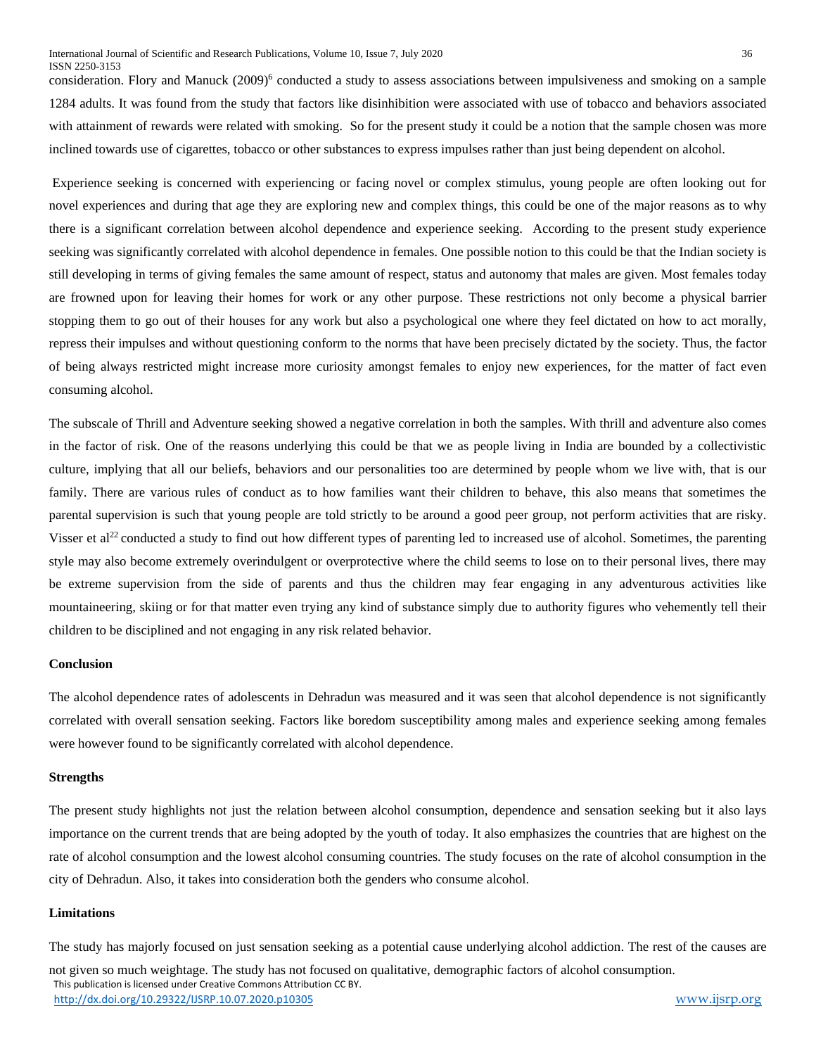consideration. Flory and Manuck (2009)[6] conducted a study to assess associations between impulsiveness and smoking on a sample 1284 adults. It was found from the study that factors like disinhibition were associated with use of tobacco and behaviors associated with attainment of rewards were related with smoking. So for the present study it could be a notion that the sample chosen was more inclined towards use of cigarettes, tobacco or other substances to express impulses rather than just being dependent on alcohol.

Experience seeking is concerned with experiencing or facing novel or complex stimulus, young people are often looking out for novel experiences and during that age they are exploring new and complex things, this could be one of the major reasons as to why there is a significant correlation between alcohol dependence and experience seeking. According to the present study experience seeking was significantly correlated with alcohol dependence in females. One possible notion to this could be that the Indian society is still developing in terms of giving females the same amount of respect, status and autonomy that males are given. Most females today are frowned upon for leaving their homes for work or any other purpose. These restrictions not only become a physical barrier stopping them to go out of their houses for any work but also a psychological one where they feel dictated on how to act morally, repress their impulses and without questioning conform to the norms that have been precisely dictated by the society. Thus, the factor of being always restricted might increase more curiosity amongst females to enjoy new experiences, for the matter of fact even consuming alcohol.

The subscale of Thrill and Adventure seeking showed a negative correlation in both the samples. With thrill and adventure also comes in the factor of risk. One of the reasons underlying this could be that we as people living in India are bounded by a collectivistic culture, implying that all our beliefs, behaviors and our personalities too are determined by people whom we live with, that is our family. There are various rules of conduct as to how families want their children to behave, this also means that sometimes the parental supervision is such that young people are told strictly to be around a good peer group, not perform activities that are risky. Visser et al[22] conducted a study to find out how different types of parenting led to increased use of alcohol. Sometimes, the parenting style may also become extremely overindulgent or overprotective where the child seems to lose on to their personal lives, there may be extreme supervision from the side of parents and thus the children may fear engaging in any adventurous activities like mountaineering, skiing or for that matter even trying any kind of substance simply due to authority figures who vehemently tell their children to be disciplined and not engaging in any risk related behavior.

## Conclusion

The alcohol dependence rates of adolescents in Dehradun was measured and it was seen that alcohol dependence is not significantly correlated with overall sensation seeking. Factors like boredom susceptibility among males and experience seeking among females were however found to be significantly correlated with alcohol dependence.

## Strengths

The present study highlights not just the relation between alcohol consumption, dependence and sensation seeking but it also lays importance on the current trends that are being adopted by the youth of today. It also emphasizes the countries that are highest on the rate of alcohol consumption and the lowest alcohol consuming countries. The study focuses on the rate of alcohol consumption in the city of Dehradun. Also, it takes into consideration both the genders who consume alcohol.

## Limitations

The study has majorly focused on just sensation seeking as a potential cause underlying alcohol addiction. The rest of the causes are not given so much weightage. The study has not focused on qualitative, demographic factors of alcohol consumption.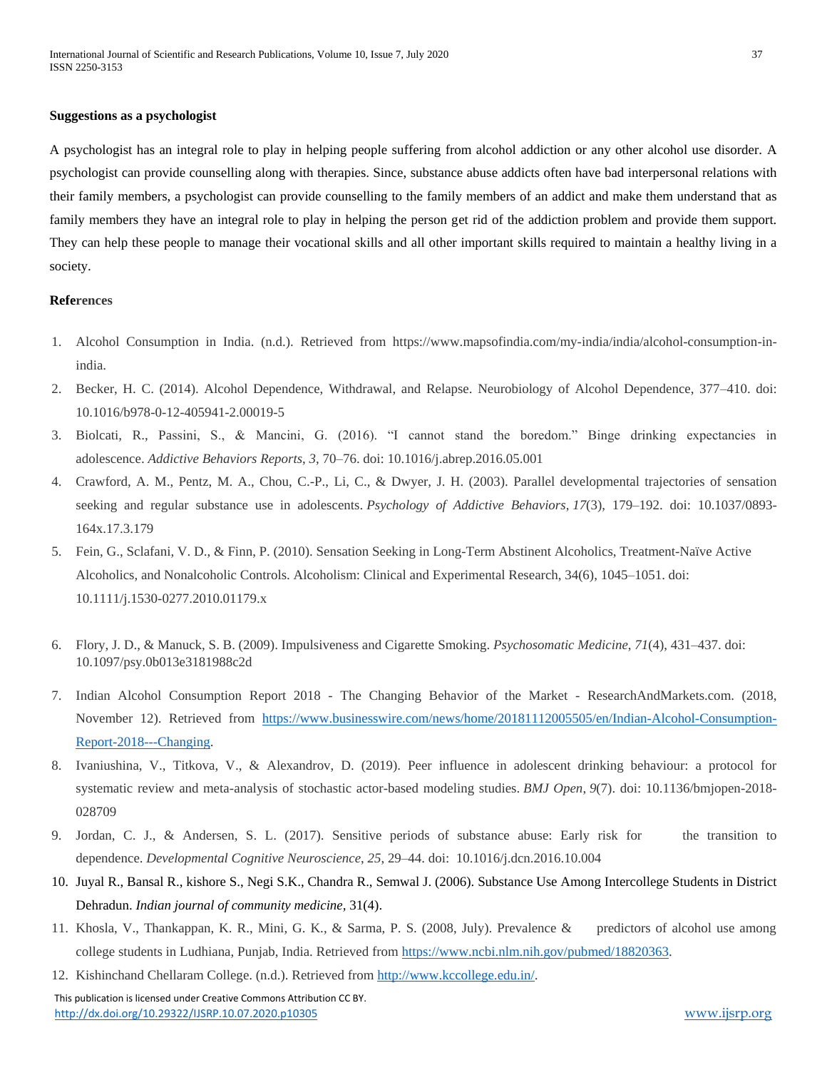**Suggestions as a psychologist**

A psychologist has an integral role to play in helping people suffering from alcohol addiction or any other alcohol use disorder. A psychologist can provide counselling along with therapies. Since, substance abuse addicts often have bad interpersonal relations with their family members, a psychologist can provide counselling to the family members of an addict and make them understand that as family members they have an integral role to play in helping the person get rid of the addiction problem and provide them support. They can help these people to manage their vocational skills and all other important skills required to maintain a healthy living in a society.

**References**

1. Alcohol Consumption in India. (n.d.). Retrieved from https://www.mapsofindia.com/my-india/india/alcohol-consumption-in-india.
2. Becker, H. C. (2014). Alcohol Dependence, Withdrawal, and Relapse. Neurobiology of Alcohol Dependence, 377–410. doi: 10.1016/b978-0-12-405941-2.00019-5
3. Biolcati, R., Passini, S., & Mancini, G. (2016). "I cannot stand the boredom." Binge drinking expectancies in adolescence. *Addictive Behaviors Reports*, *3*, 70–76. doi: 10.1016/j.abrep.2016.05.001
4. Crawford, A. M., Pentz, M. A., Chou, C.-P., Li, C., & Dwyer, J. H. (2003). Parallel developmental trajectories of sensation seeking and regular substance use in adolescents. *Psychology of Addictive Behaviors*, *17*(3), 179–192. doi: 10.1037/0893-164x.17.3.179
5. Fein, G., Sclafani, V. D., & Finn, P. (2010). Sensation Seeking in Long-Term Abstinent Alcoholics, Treatment-Naïve Active Alcoholics, and Nonalcoholic Controls. Alcoholism: Clinical and Experimental Research, 34(6), 1045–1051. doi: 10.1111/j.1530-0277.2010.01179.x
6. Flory, J. D., & Manuck, S. B. (2009). Impulsiveness and Cigarette Smoking. *Psychosomatic Medicine*, *71*(4), 431–437. doi: 10.1097/psy.0b013e3181988c2d
7. Indian Alcohol Consumption Report 2018 - The Changing Behavior of the Market - ResearchAndMarkets.com. (2018, November 12). Retrieved from https://www.businesswire.com/news/home/20181112005505/en/Indian-Alcohol-Consumption-Report-2018---Changing.
8. Ivaniushina, V., Titkova, V., & Alexandrov, D. (2019). Peer influence in adolescent drinking behaviour: a protocol for systematic review and meta-analysis of stochastic actor-based modeling studies. *BMJ Open*, *9*(7). doi: 10.1136/bmjopen-2018-028709
9. Jordan, C. J., & Andersen, S. L. (2017). Sensitive periods of substance abuse: Early risk for the transition to dependence. *Developmental Cognitive Neuroscience*, *25*, 29–44. doi: 10.1016/j.dcn.2016.10.004
10. Juyal R., Bansal R., kishore S., Negi S.K., Chandra R., Semwal J. (2006). Substance Use Among Intercollege Students in District Dehradun. *Indian journal of community medicine*, 31(4).
11. Khosla, V., Thankappan, K. R., Mini, G. K., & Sarma, P. S. (2008, July). Prevalence & predictors of alcohol use among college students in Ludhiana, Punjab, India. Retrieved from https://www.ncbi.nlm.nih.gov/pubmed/18820363.
12. Kishinchand Chellaram College. (n.d.). Retrieved from http://www.kccollege.edu.in/.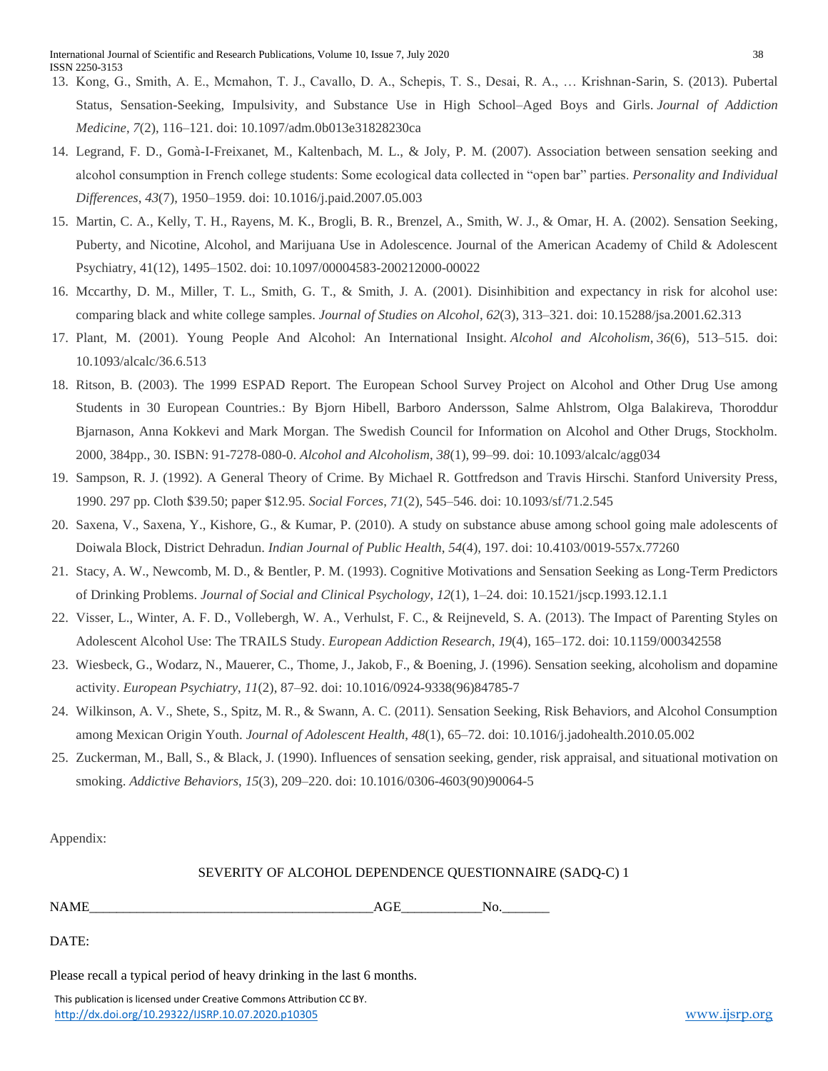13. Kong, G., Smith, A. E., Mcmahon, T. J., Cavallo, D. A., Schepis, T. S., Desai, R. A., … Krishnan-Sarin, S. (2013). Pubertal Status, Sensation-Seeking, Impulsivity, and Substance Use in High School–Aged Boys and Girls. *Journal of Addiction Medicine*, *7*(2), 116–121. doi: 10.1097/adm.0b013e31828230ca
14. Legrand, F. D., Gomà-I-Freixanet, M., Kaltenbach, M. L., & Joly, P. M. (2007). Association between sensation seeking and alcohol consumption in French college students: Some ecological data collected in "open bar" parties. *Personality and Individual Differences*, *43*(7), 1950–1959. doi: 10.1016/j.paid.2007.05.003
15. Martin, C. A., Kelly, T. H., Rayens, M. K., Brogli, B. R., Brenzel, A., Smith, W. J., & Omar, H. A. (2002). Sensation Seeking, Puberty, and Nicotine, Alcohol, and Marijuana Use in Adolescence. Journal of the American Academy of Child & Adolescent Psychiatry, 41(12), 1495–1502. doi: 10.1097/00004583-200212000-00022
16. Mccarthy, D. M., Miller, T. L., Smith, G. T., & Smith, J. A. (2001). Disinhibition and expectancy in risk for alcohol use: comparing black and white college samples. *Journal of Studies on Alcohol*, *62*(3), 313–321. doi: 10.15288/jsa.2001.62.313
17. Plant, M. (2001). Young People And Alcohol: An International Insight. *Alcohol and Alcoholism*, *36*(6), 513–515. doi: 10.1093/alcalc/36.6.513
18. Ritson, B. (2003). The 1999 ESPAD Report. The European School Survey Project on Alcohol and Other Drug Use among Students in 30 European Countries.: By Bjorn Hibell, Barboro Andersson, Salme Ahlstrom, Olga Balakireva, Thoroddur Bjarnason, Anna Kokkevi and Mark Morgan. The Swedish Council for Information on Alcohol and Other Drugs, Stockholm. 2000, 384pp., 30. ISBN: 91-7278-080-0. *Alcohol and Alcoholism*, *38*(1), 99–99. doi: 10.1093/alcalc/agg034
19. Sampson, R. J. (1992). A General Theory of Crime. By Michael R. Gottfredson and Travis Hirschi. Stanford University Press, 1990. 297 pp. Cloth $39.50; paper $12.95. *Social Forces*, *71*(2), 545–546. doi: 10.1093/sf/71.2.545
20. Saxena, V., Saxena, Y., Kishore, G., & Kumar, P. (2010). A study on substance abuse among school going male adolescents of Doiwala Block, District Dehradun. *Indian Journal of Public Health*, *54*(4), 197. doi: 10.4103/0019-557x.77260
21. Stacy, A. W., Newcomb, M. D., & Bentler, P. M. (1993). Cognitive Motivations and Sensation Seeking as Long-Term Predictors of Drinking Problems. *Journal of Social and Clinical Psychology*, *12*(1), 1–24. doi: 10.1521/jscp.1993.12.1.1
22. Visser, L., Winter, A. F. D., Vollebergh, W. A., Verhulst, F. C., & Reijneveld, S. A. (2013). The Impact of Parenting Styles on Adolescent Alcohol Use: The TRAILS Study. *European Addiction Research*, *19*(4), 165–172. doi: 10.1159/000342558
23. Wiesbeck, G., Wodarz, N., Mauerer, C., Thome, J., Jakob, F., & Boening, J. (1996). Sensation seeking, alcoholism and dopamine activity. *European Psychiatry*, *11*(2), 87–92. doi: 10.1016/0924-9338(96)84785-7
24. Wilkinson, A. V., Shete, S., Spitz, M. R., & Swann, A. C. (2011). Sensation Seeking, Risk Behaviors, and Alcohol Consumption among Mexican Origin Youth. *Journal of Adolescent Health*, *48*(1), 65–72. doi: 10.1016/j.jadohealth.2010.05.002
25. Zuckerman, M., Ball, S., & Black, J. (1990). Influences of sensation seeking, gender, risk appraisal, and situational motivation on smoking. *Addictive Behaviors*, *15*(3), 209–220. doi: 10.1016/0306-4603(90)90064-5

Appendix:

SEVERITY OF ALCOHOL DEPENDENCE QUESTIONNAIRE (SADQ-C) 1

NAME__________________________________________AGE____________No._______

DATE:

Please recall a typical period of heavy drinking in the last 6 months.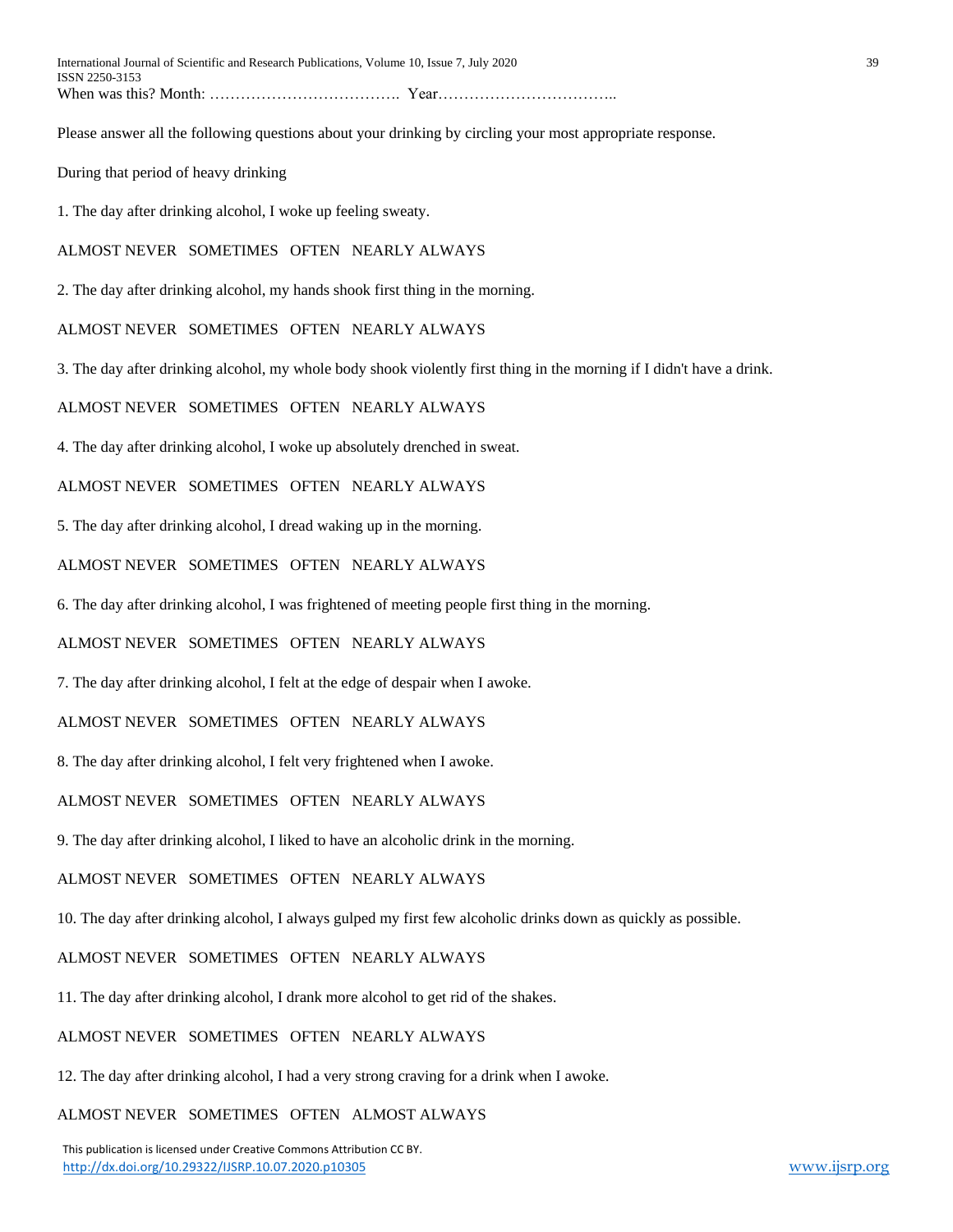When was this? Month: ………………………………. Year……………………………..

Please answer all the following questions about your drinking by circling your most appropriate response.

During that period of heavy drinking

1. The day after drinking alcohol, I woke up feeling sweaty.

ALMOST NEVER SOMETIMES OFTEN NEARLY ALWAYS

2. The day after drinking alcohol, my hands shook first thing in the morning.

ALMOST NEVER SOMETIMES OFTEN NEARLY ALWAYS

3. The day after drinking alcohol, my whole body shook violently first thing in the morning if I didn't have a drink.

ALMOST NEVER SOMETIMES OFTEN NEARLY ALWAYS

4. The day after drinking alcohol, I woke up absolutely drenched in sweat.

ALMOST NEVER SOMETIMES OFTEN NEARLY ALWAYS

5. The day after drinking alcohol, I dread waking up in the morning.

ALMOST NEVER SOMETIMES OFTEN NEARLY ALWAYS

6. The day after drinking alcohol, I was frightened of meeting people first thing in the morning.

ALMOST NEVER SOMETIMES OFTEN NEARLY ALWAYS

7. The day after drinking alcohol, I felt at the edge of despair when I awoke.

ALMOST NEVER SOMETIMES OFTEN NEARLY ALWAYS

8. The day after drinking alcohol, I felt very frightened when I awoke.

ALMOST NEVER SOMETIMES OFTEN NEARLY ALWAYS

9. The day after drinking alcohol, I liked to have an alcoholic drink in the morning.

ALMOST NEVER SOMETIMES OFTEN NEARLY ALWAYS

10. The day after drinking alcohol, I always gulped my first few alcoholic drinks down as quickly as possible.

ALMOST NEVER SOMETIMES OFTEN NEARLY ALWAYS

11. The day after drinking alcohol, I drank more alcohol to get rid of the shakes.

ALMOST NEVER SOMETIMES OFTEN NEARLY ALWAYS

12. The day after drinking alcohol, I had a very strong craving for a drink when I awoke.

ALMOST NEVER SOMETIMES OFTEN ALMOST ALWAYS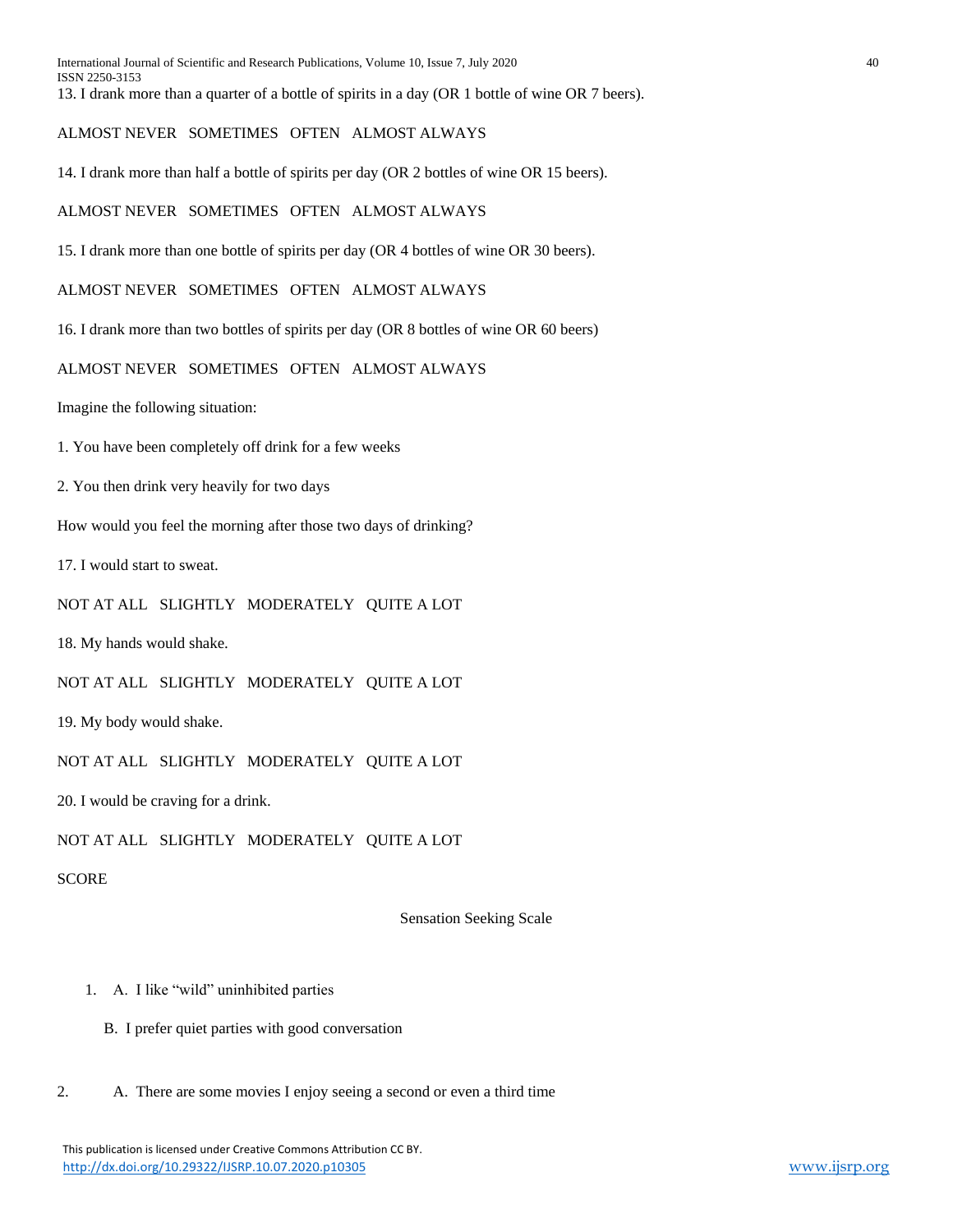13. I drank more than a quarter of a bottle of spirits in a day (OR 1 bottle of wine OR 7 beers).

ALMOST NEVER SOMETIMES OFTEN ALMOST ALWAYS

14. I drank more than half a bottle of spirits per day (OR 2 bottles of wine OR 15 beers).

ALMOST NEVER SOMETIMES OFTEN ALMOST ALWAYS

15. I drank more than one bottle of spirits per day (OR 4 bottles of wine OR 30 beers).

ALMOST NEVER SOMETIMES OFTEN ALMOST ALWAYS

16. I drank more than two bottles of spirits per day (OR 8 bottles of wine OR 60 beers)

ALMOST NEVER SOMETIMES OFTEN ALMOST ALWAYS

Imagine the following situation:

1. You have been completely off drink for a few weeks

2. You then drink very heavily for two days

How would you feel the morning after those two days of drinking?

17. I would start to sweat.

NOT AT ALL SLIGHTLY MODERATELY QUITE A LOT

18. My hands would shake.

NOT AT ALL SLIGHTLY MODERATELY QUITE A LOT

19. My body would shake.

NOT AT ALL SLIGHTLY MODERATELY QUITE A LOT

20. I would be craving for a drink.

NOT AT ALL SLIGHTLY MODERATELY QUITE A LOT

SCORE

## Sensation Seeking Scale

1. A. I like "wild" uninhibited parties

   B. I prefer quiet parties with good conversation

2. A. There are some movies I enjoy seeing a second or even a third time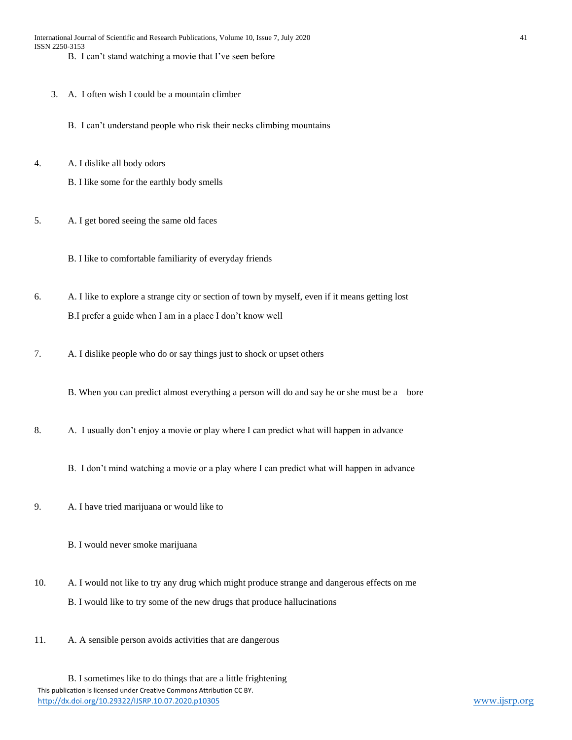B. I can't stand watching a movie that I've seen before

3. A. I often wish I could be a mountain climber

   B. I can't understand people who risk their necks climbing mountains

4. A. I dislike all body odors

   B. I like some for the earthly body smells

5. A. I get bored seeing the same old faces

   B. I like to comfortable familiarity of everyday friends

6. A. I like to explore a strange city or section of town by myself, even if it means getting lost

   B.I prefer a guide when I am in a place I don't know well

7. A. I dislike people who do or say things just to shock or upset others

   B. When you can predict almost everything a person will do and say he or she must be a bore

8. A. I usually don't enjoy a movie or play where I can predict what will happen in advance

   B. I don't mind watching a movie or a play where I can predict what will happen in advance

9. A. I have tried marijuana or would like to

   B. I would never smoke marijuana

10. A. I would not like to try any drug which might produce strange and dangerous effects on me

    B. I would like to try some of the new drugs that produce hallucinations

11. A. A sensible person avoids activities that are dangerous

    B. I sometimes like to do things that are a little frightening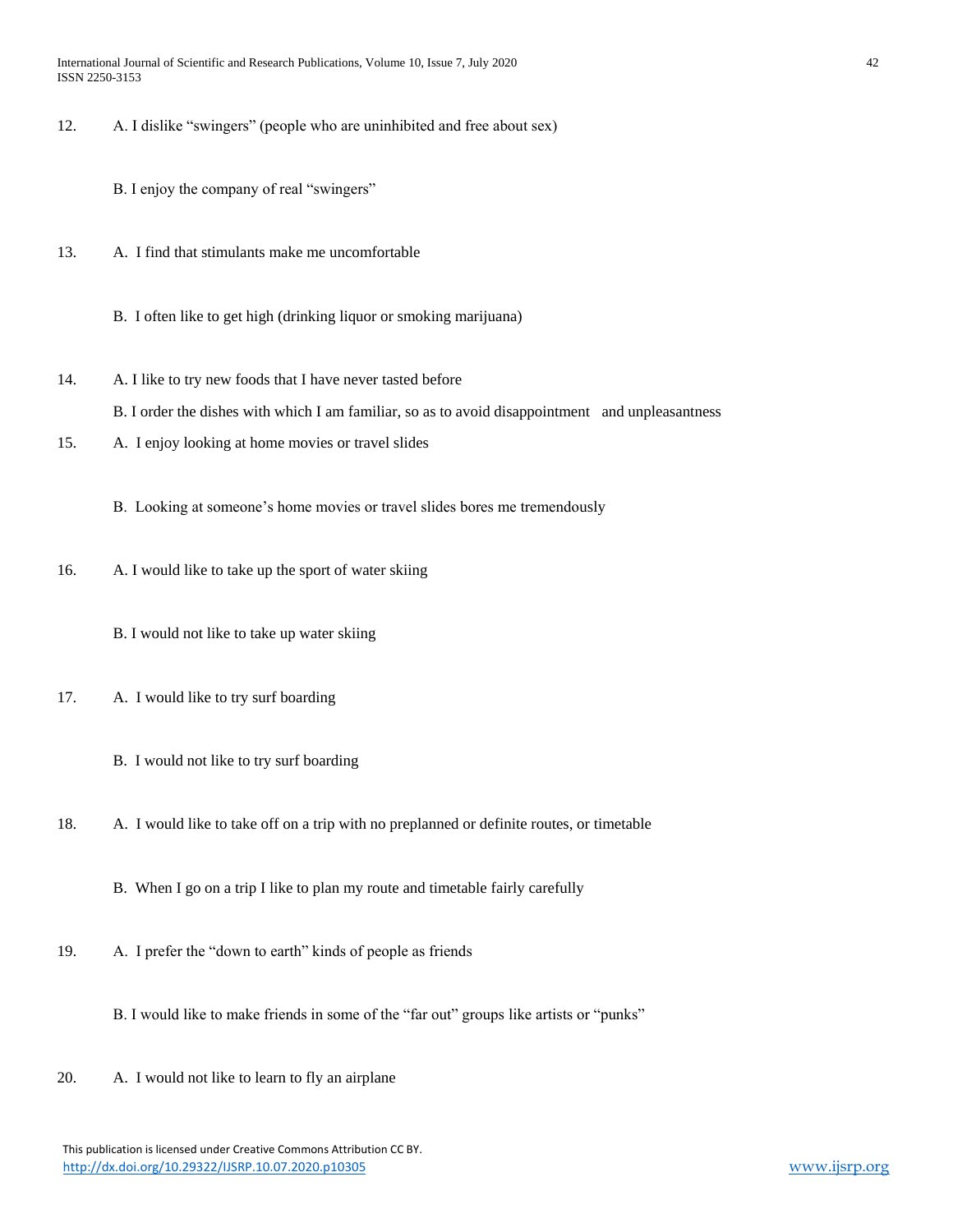12. A. I dislike “swingers” (people who are uninhibited and free about sex)

    B. I enjoy the company of real “swingers”

13. A. I find that stimulants make me uncomfortable

    B. I often like to get high (drinking liquor or smoking marijuana)

14. A. I like to try new foods that I have never tasted before

    B. I order the dishes with which I am familiar, so as to avoid disappointment and unpleasantness

15. A. I enjoy looking at home movies or travel slides

    B. Looking at someone’s home movies or travel slides bores me tremendously

16. A. I would like to take up the sport of water skiing

    B. I would not like to take up water skiing

17. A. I would like to try surf boarding

    B. I would not like to try surf boarding

18. A. I would like to take off on a trip with no preplanned or definite routes, or timetable

    B. When I go on a trip I like to plan my route and timetable fairly carefully

19. A. I prefer the “down to earth” kinds of people as friends

    B. I would like to make friends in some of the “far out” groups like artists or “punks”

20. A. I would not like to learn to fly an airplane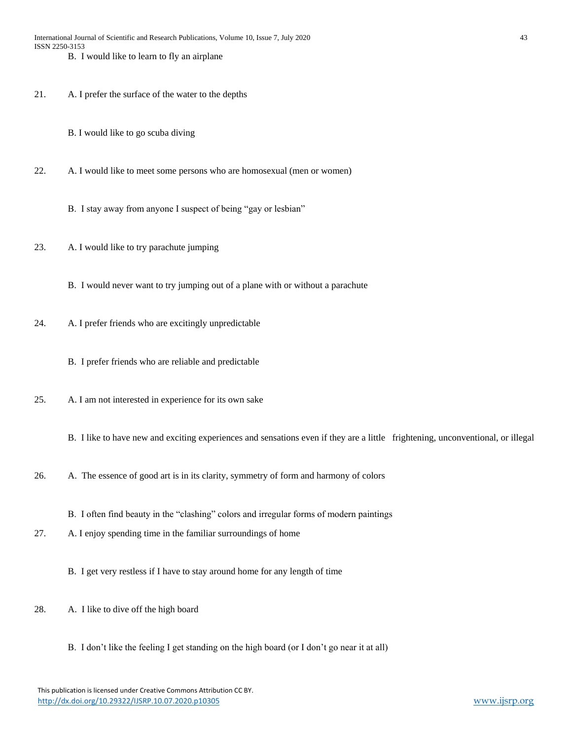B. I would like to learn to fly an airplane

21. A. I prefer the surface of the water to the depths

    B. I would like to go scuba diving

22. A. I would like to meet some persons who are homosexual (men or women)

    B. I stay away from anyone I suspect of being "gay or lesbian"

23. A. I would like to try parachute jumping

    B. I would never want to try jumping out of a plane with or without a parachute

24. A. I prefer friends who are excitingly unpredictable

    B. I prefer friends who are reliable and predictable

25. A. I am not interested in experience for its own sake

    B. I like to have new and exciting experiences and sensations even if they are a little frightening, unconventional, or illegal

26. A. The essence of good art is in its clarity, symmetry of form and harmony of colors

    B. I often find beauty in the "clashing" colors and irregular forms of modern paintings

27. A. I enjoy spending time in the familiar surroundings of home

    B. I get very restless if I have to stay around home for any length of time

28. A. I like to dive off the high board

    B. I don't like the feeling I get standing on the high board (or I don't go near it at all)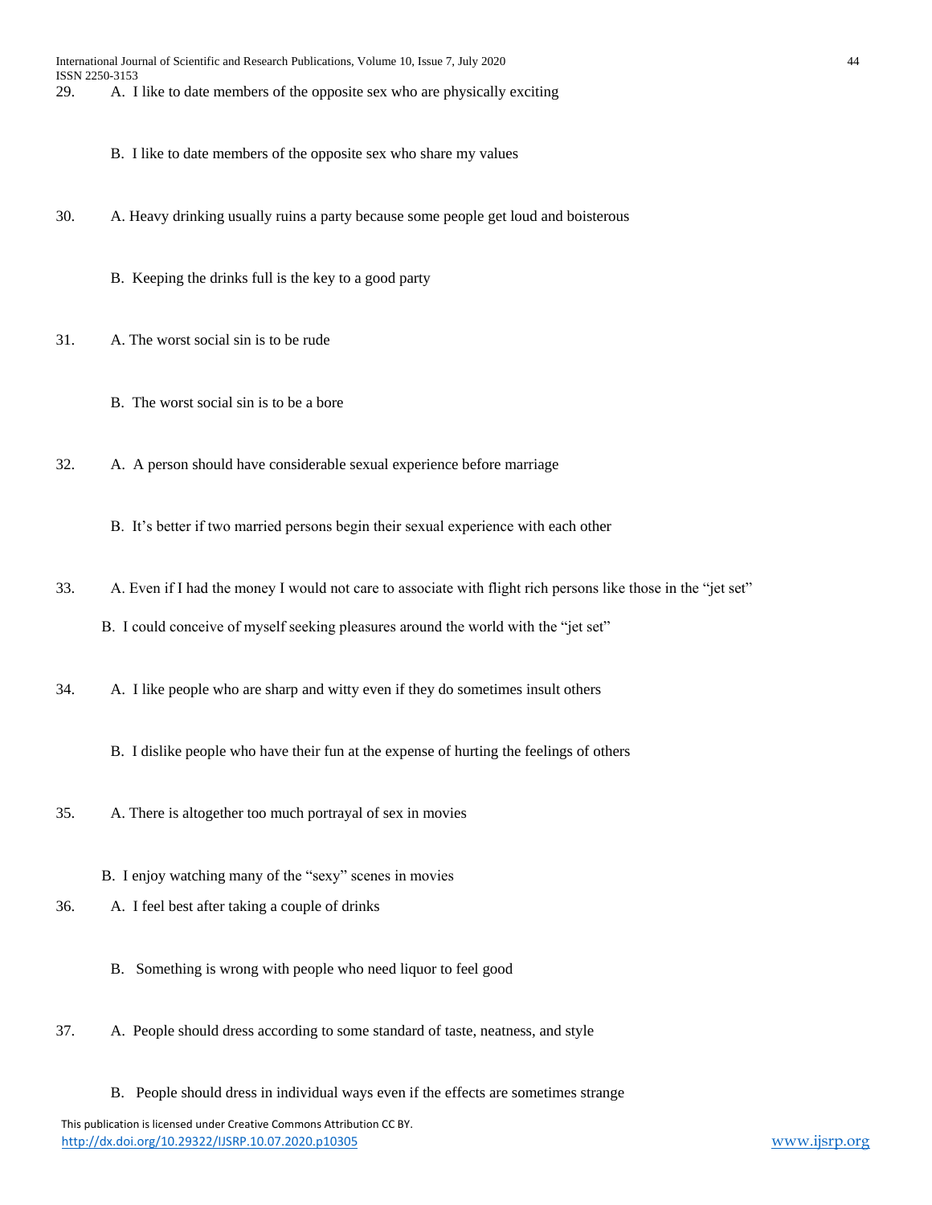29. A. I like to date members of the opposite sex who are physically exciting

    B. I like to date members of the opposite sex who share my values

30. A. Heavy drinking usually ruins a party because some people get loud and boisterous

    B. Keeping the drinks full is the key to a good party

31. A. The worst social sin is to be rude

    B. The worst social sin is to be a bore

32. A. A person should have considerable sexual experience before marriage

    B. It's better if two married persons begin their sexual experience with each other

33. A. Even if I had the money I would not care to associate with flight rich persons like those in the "jet set"

    B. I could conceive of myself seeking pleasures around the world with the "jet set"

34. A. I like people who are sharp and witty even if they do sometimes insult others

    B. I dislike people who have their fun at the expense of hurting the feelings of others

35. A. There is altogether too much portrayal of sex in movies

    B. I enjoy watching many of the "sexy" scenes in movies

36. A. I feel best after taking a couple of drinks

    B. Something is wrong with people who need liquor to feel good

37. A. People should dress according to some standard of taste, neatness, and style

    B. People should dress in individual ways even if the effects are sometimes strange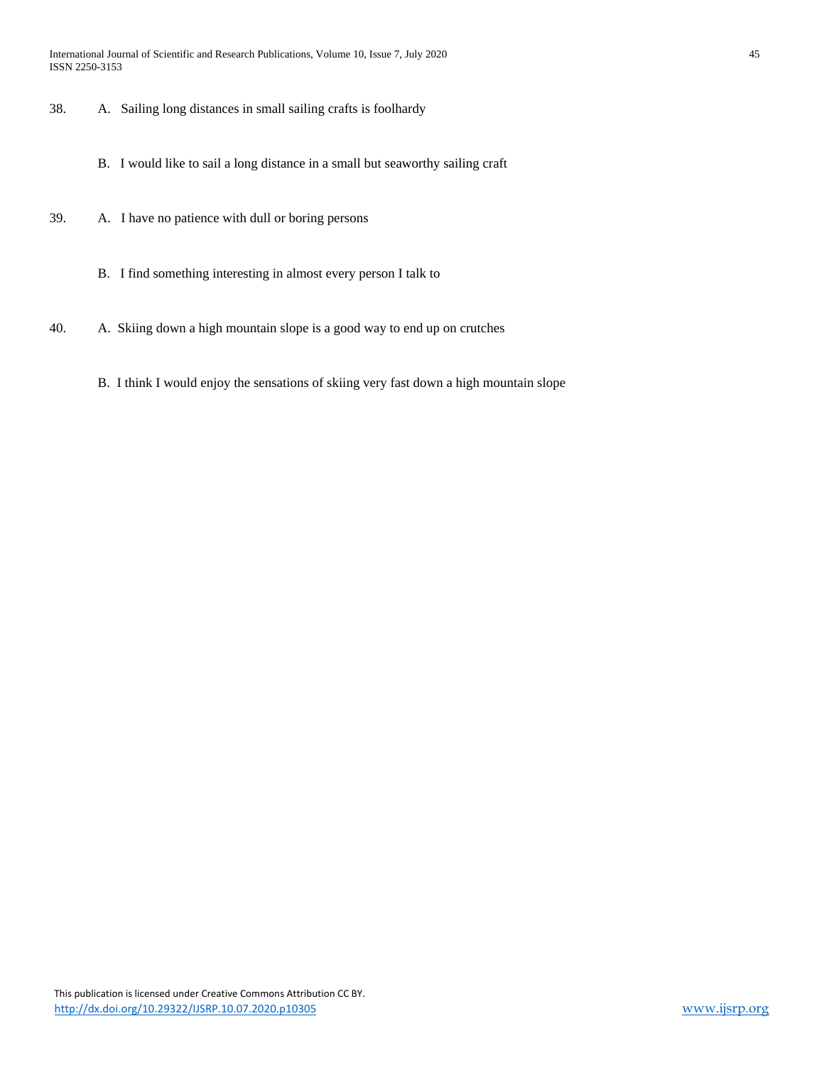38. A. Sailing long distances in small sailing crafts is foolhardy

    B. I would like to sail a long distance in a small but seaworthy sailing craft

39. A. I have no patience with dull or boring persons

    B. I find something interesting in almost every person I talk to

40. A. Skiing down a high mountain slope is a good way to end up on crutches

    B. I think I would enjoy the sensations of skiing very fast down a high mountain slope